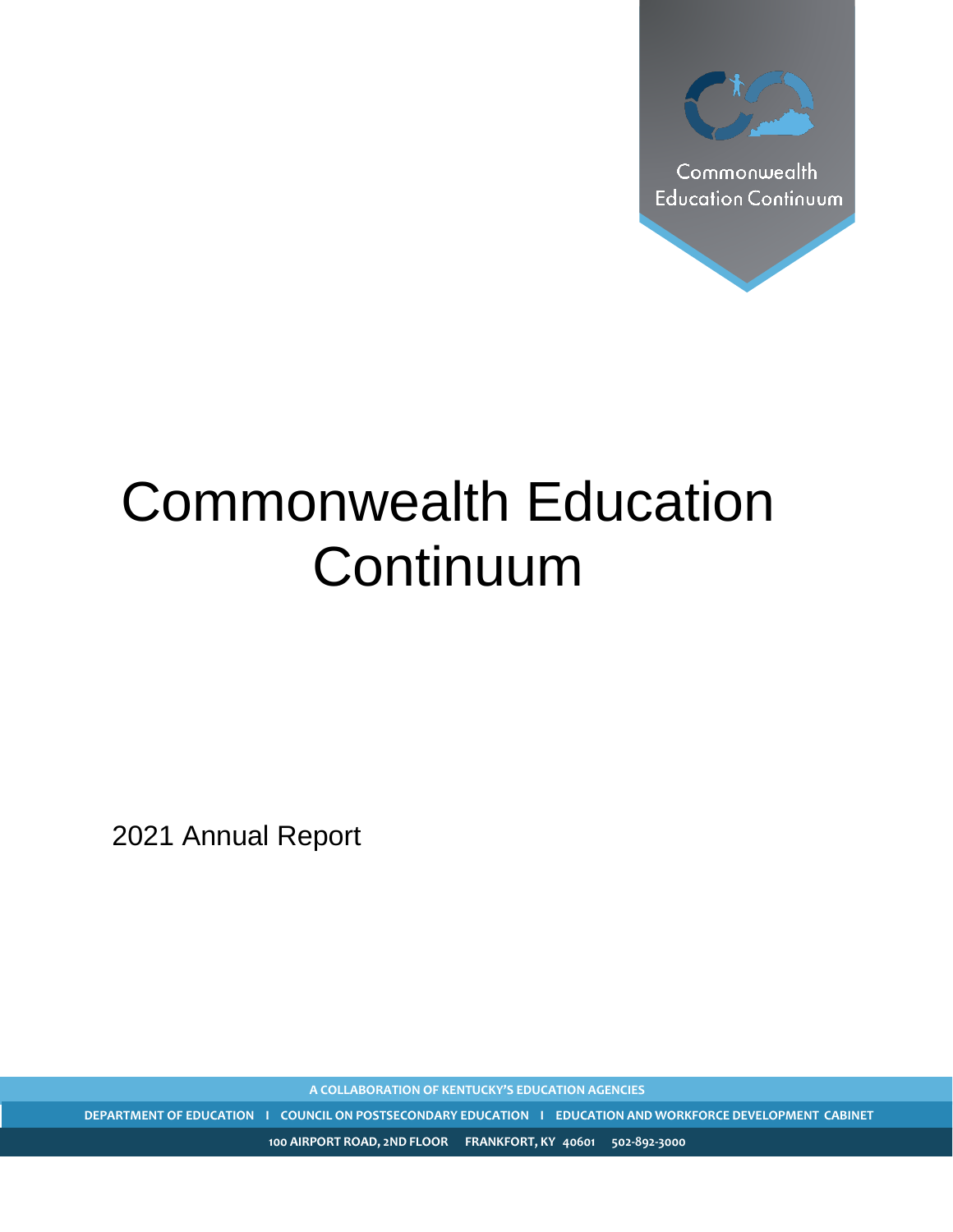Commonwealth Education Continuum

# Commonwealth Education Continuum

2021 Annual Report

A COLLABORATION OF KENTUCKY'S EDUCATION AGENCIES

DEPARTMENT OF EDUCATION I COUNCIL ON POSTSECONDARY EDUCATION I EDUCATION AND WORKFORCE DEVELOPMENT CABINET

100 AIRPORT ROAD, 2ND FLOOR FRANKFORT, KY 40601 502-892-3000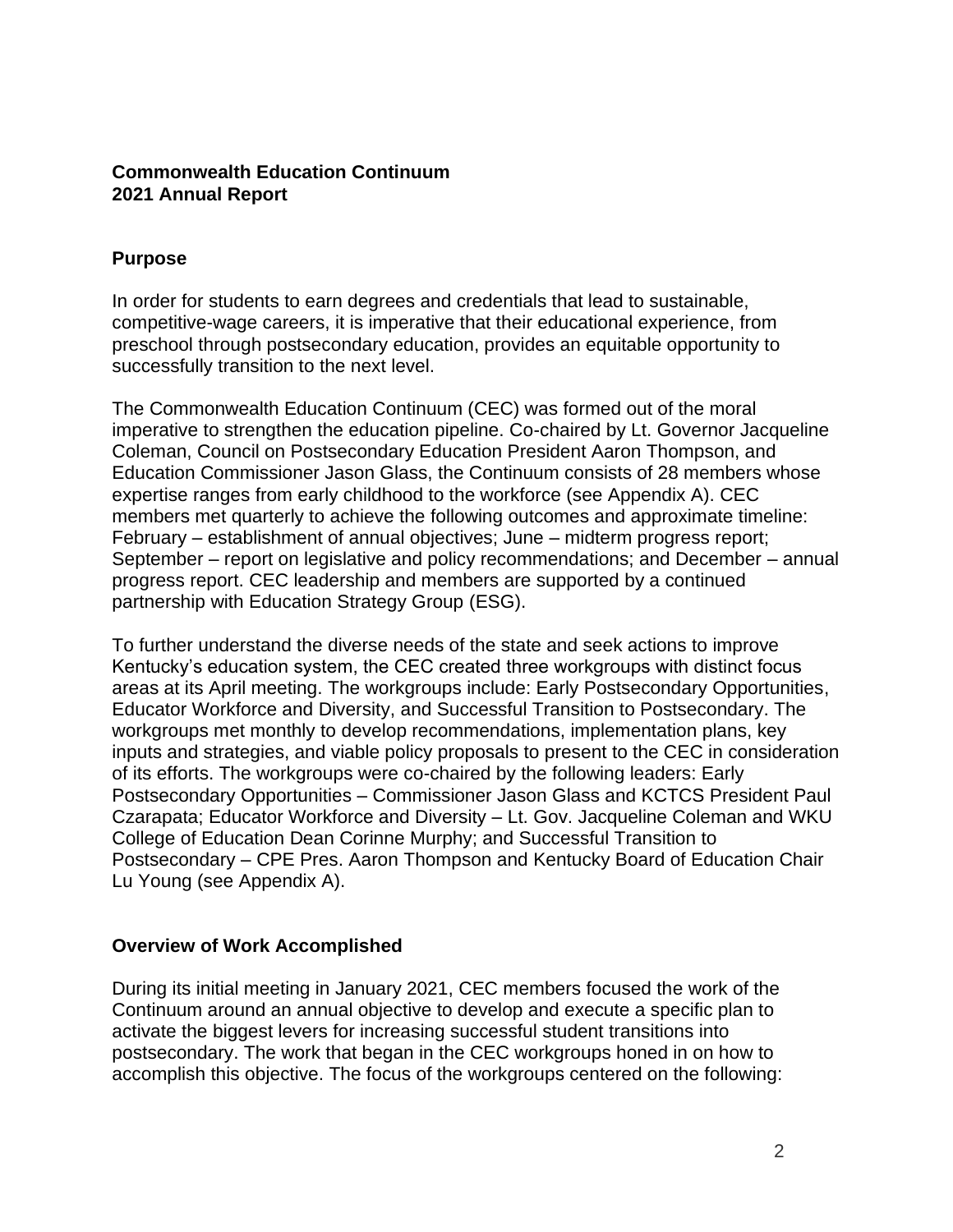**Commonwealth Education Continuum**
**2021 Annual Report**

## Purpose

In order for students to earn degrees and credentials that lead to sustainable, competitive-wage careers, it is imperative that their educational experience, from preschool through postsecondary education, provides an equitable opportunity to successfully transition to the next level.

The Commonwealth Education Continuum (CEC) was formed out of the moral imperative to strengthen the education pipeline. Co-chaired by Lt. Governor Jacqueline Coleman, Council on Postsecondary Education President Aaron Thompson, and Education Commissioner Jason Glass, the Continuum consists of 28 members whose expertise ranges from early childhood to the workforce (see Appendix A). CEC members met quarterly to achieve the following outcomes and approximate timeline: February – establishment of annual objectives; June – midterm progress report; September – report on legislative and policy recommendations; and December – annual progress report. CEC leadership and members are supported by a continued partnership with Education Strategy Group (ESG).

To further understand the diverse needs of the state and seek actions to improve Kentucky's education system, the CEC created three workgroups with distinct focus areas at its April meeting. The workgroups include: Early Postsecondary Opportunities, Educator Workforce and Diversity, and Successful Transition to Postsecondary. The workgroups met monthly to develop recommendations, implementation plans, key inputs and strategies, and viable policy proposals to present to the CEC in consideration of its efforts. The workgroups were co-chaired by the following leaders: Early Postsecondary Opportunities – Commissioner Jason Glass and KCTCS President Paul Czarapata; Educator Workforce and Diversity – Lt. Gov. Jacqueline Coleman and WKU College of Education Dean Corinne Murphy; and Successful Transition to Postsecondary – CPE Pres. Aaron Thompson and Kentucky Board of Education Chair Lu Young (see Appendix A).

## Overview of Work Accomplished

During its initial meeting in January 2021, CEC members focused the work of the Continuum around an annual objective to develop and execute a specific plan to activate the biggest levers for increasing successful student transitions into postsecondary. The work that began in the CEC workgroups honed in on how to accomplish this objective. The focus of the workgroups centered on the following: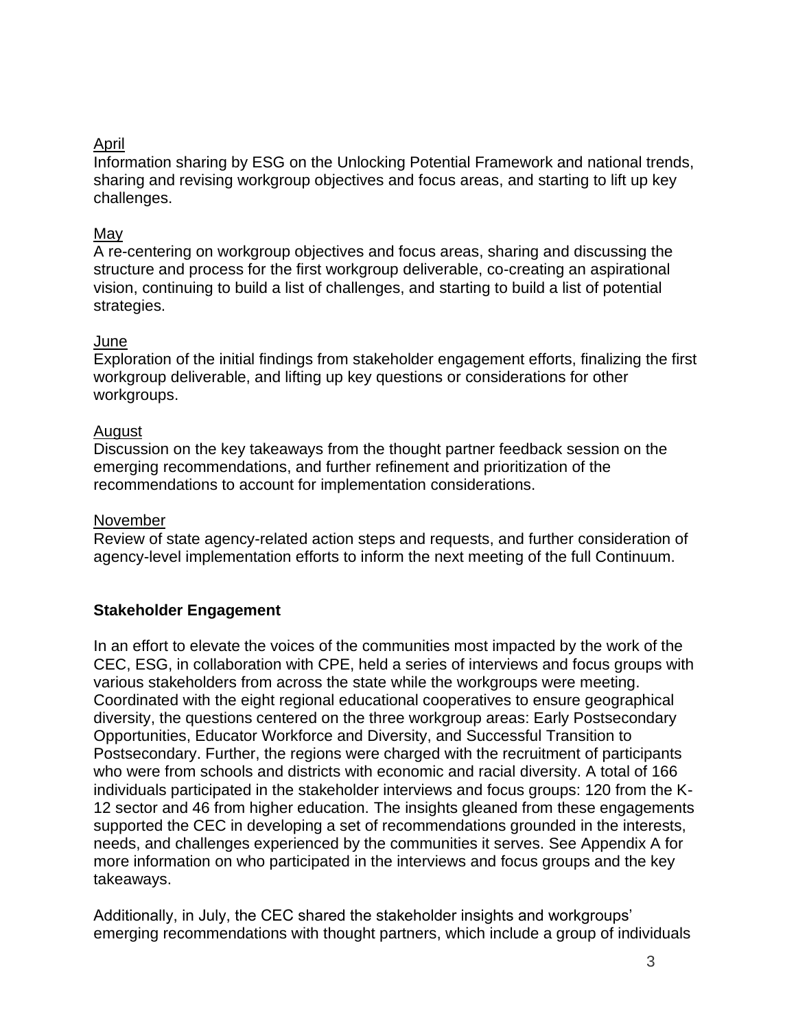<u>April</u>

Information sharing by ESG on the Unlocking Potential Framework and national trends, sharing and revising workgroup objectives and focus areas, and starting to lift up key challenges.

<u>May</u>

A re-centering on workgroup objectives and focus areas, sharing and discussing the structure and process for the first workgroup deliverable, co-creating an aspirational vision, continuing to build a list of challenges, and starting to build a list of potential strategies.

<u>June</u>

Exploration of the initial findings from stakeholder engagement efforts, finalizing the first workgroup deliverable, and lifting up key questions or considerations for other workgroups.

<u>August</u>

Discussion on the key takeaways from the thought partner feedback session on the emerging recommendations, and further refinement and prioritization of the recommendations to account for implementation considerations.

<u>November</u>

Review of state agency-related action steps and requests, and further consideration of agency-level implementation efforts to inform the next meeting of the full Continuum.

**Stakeholder Engagement**

In an effort to elevate the voices of the communities most impacted by the work of the CEC, ESG, in collaboration with CPE, held a series of interviews and focus groups with various stakeholders from across the state while the workgroups were meeting. Coordinated with the eight regional educational cooperatives to ensure geographical diversity, the questions centered on the three workgroup areas: Early Postsecondary Opportunities, Educator Workforce and Diversity, and Successful Transition to Postsecondary. Further, the regions were charged with the recruitment of participants who were from schools and districts with economic and racial diversity. A total of 166 individuals participated in the stakeholder interviews and focus groups: 120 from the K-12 sector and 46 from higher education. The insights gleaned from these engagements supported the CEC in developing a set of recommendations grounded in the interests, needs, and challenges experienced by the communities it serves. See Appendix A for more information on who participated in the interviews and focus groups and the key takeaways.

Additionally, in July, the CEC shared the stakeholder insights and workgroups' emerging recommendations with thought partners, which include a group of individuals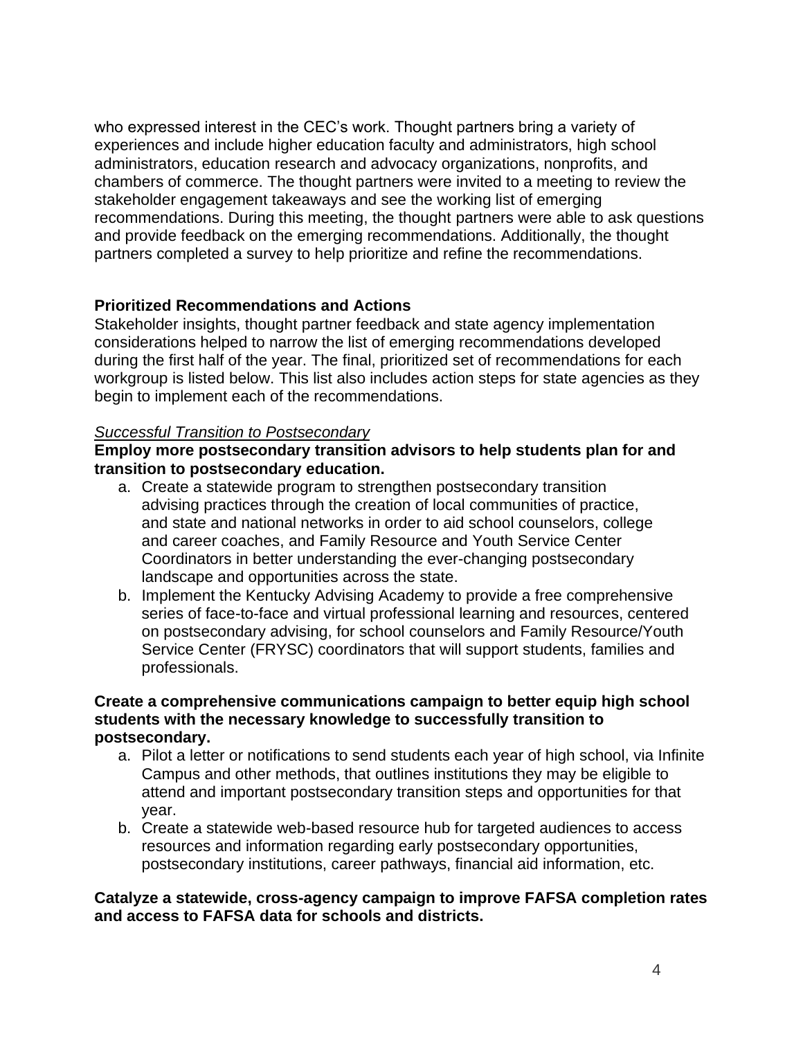who expressed interest in the CEC's work. Thought partners bring a variety of experiences and include higher education faculty and administrators, high school administrators, education research and advocacy organizations, nonprofits, and chambers of commerce. The thought partners were invited to a meeting to review the stakeholder engagement takeaways and see the working list of emerging recommendations. During this meeting, the thought partners were able to ask questions and provide feedback on the emerging recommendations. Additionally, the thought partners completed a survey to help prioritize and refine the recommendations.

**Prioritized Recommendations and Actions**

Stakeholder insights, thought partner feedback and state agency implementation considerations helped to narrow the list of emerging recommendations developed during the first half of the year. The final, prioritized set of recommendations for each workgroup is listed below. This list also includes action steps for state agencies as they begin to implement each of the recommendations.

*Successful Transition to Postsecondary*

**Employ more postsecondary transition advisors to help students plan for and transition to postsecondary education.**

a. Create a statewide program to strengthen postsecondary transition advising practices through the creation of local communities of practice, and state and national networks in order to aid school counselors, college and career coaches, and Family Resource and Youth Service Center Coordinators in better understanding the ever-changing postsecondary landscape and opportunities across the state.
b. Implement the Kentucky Advising Academy to provide a free comprehensive series of face-to-face and virtual professional learning and resources, centered on postsecondary advising, for school counselors and Family Resource/Youth Service Center (FRYSC) coordinators that will support students, families and professionals.

**Create a comprehensive communications campaign to better equip high school students with the necessary knowledge to successfully transition to postsecondary.**

a. Pilot a letter or notifications to send students each year of high school, via Infinite Campus and other methods, that outlines institutions they may be eligible to attend and important postsecondary transition steps and opportunities for that year.
b. Create a statewide web-based resource hub for targeted audiences to access resources and information regarding early postsecondary opportunities, postsecondary institutions, career pathways, financial aid information, etc.

**Catalyze a statewide, cross-agency campaign to improve FAFSA completion rates and access to FAFSA data for schools and districts.**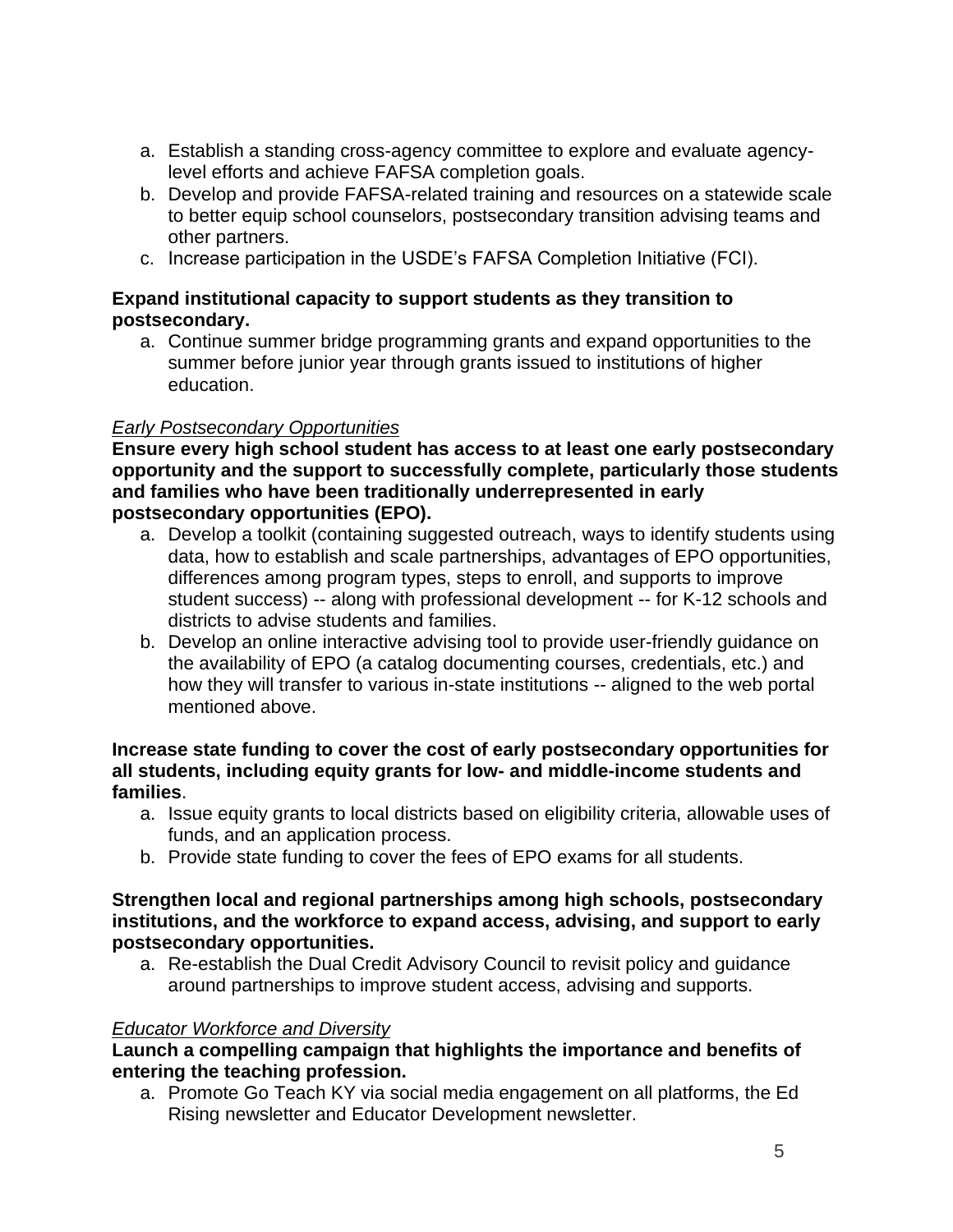a. Establish a standing cross-agency committee to explore and evaluate agency-level efforts and achieve FAFSA completion goals.
b. Develop and provide FAFSA-related training and resources on a statewide scale to better equip school counselors, postsecondary transition advising teams and other partners.
c. Increase participation in the USDE's FAFSA Completion Initiative (FCI).

**Expand institutional capacity to support students as they transition to postsecondary.**

a. Continue summer bridge programming grants and expand opportunities to the summer before junior year through grants issued to institutions of higher education.

*Early Postsecondary Opportunities*

**Ensure every high school student has access to at least one early postsecondary opportunity and the support to successfully complete, particularly those students and families who have been traditionally underrepresented in early postsecondary opportunities (EPO).**

a. Develop a toolkit (containing suggested outreach, ways to identify students using data, how to establish and scale partnerships, advantages of EPO opportunities, differences among program types, steps to enroll, and supports to improve student success) -- along with professional development -- for K-12 schools and districts to advise students and families.
b. Develop an online interactive advising tool to provide user-friendly guidance on the availability of EPO (a catalog documenting courses, credentials, etc.) and how they will transfer to various in-state institutions -- aligned to the web portal mentioned above.

**Increase state funding to cover the cost of early postsecondary opportunities for all students, including equity grants for low- and middle-income students and families**.

a. Issue equity grants to local districts based on eligibility criteria, allowable uses of funds, and an application process.
b. Provide state funding to cover the fees of EPO exams for all students.

**Strengthen local and regional partnerships among high schools, postsecondary institutions, and the workforce to expand access, advising, and support to early postsecondary opportunities.**

a. Re-establish the Dual Credit Advisory Council to revisit policy and guidance around partnerships to improve student access, advising and supports.

*Educator Workforce and Diversity*

**Launch a compelling campaign that highlights the importance and benefits of entering the teaching profession.**

a. Promote Go Teach KY via social media engagement on all platforms, the Ed Rising newsletter and Educator Development newsletter.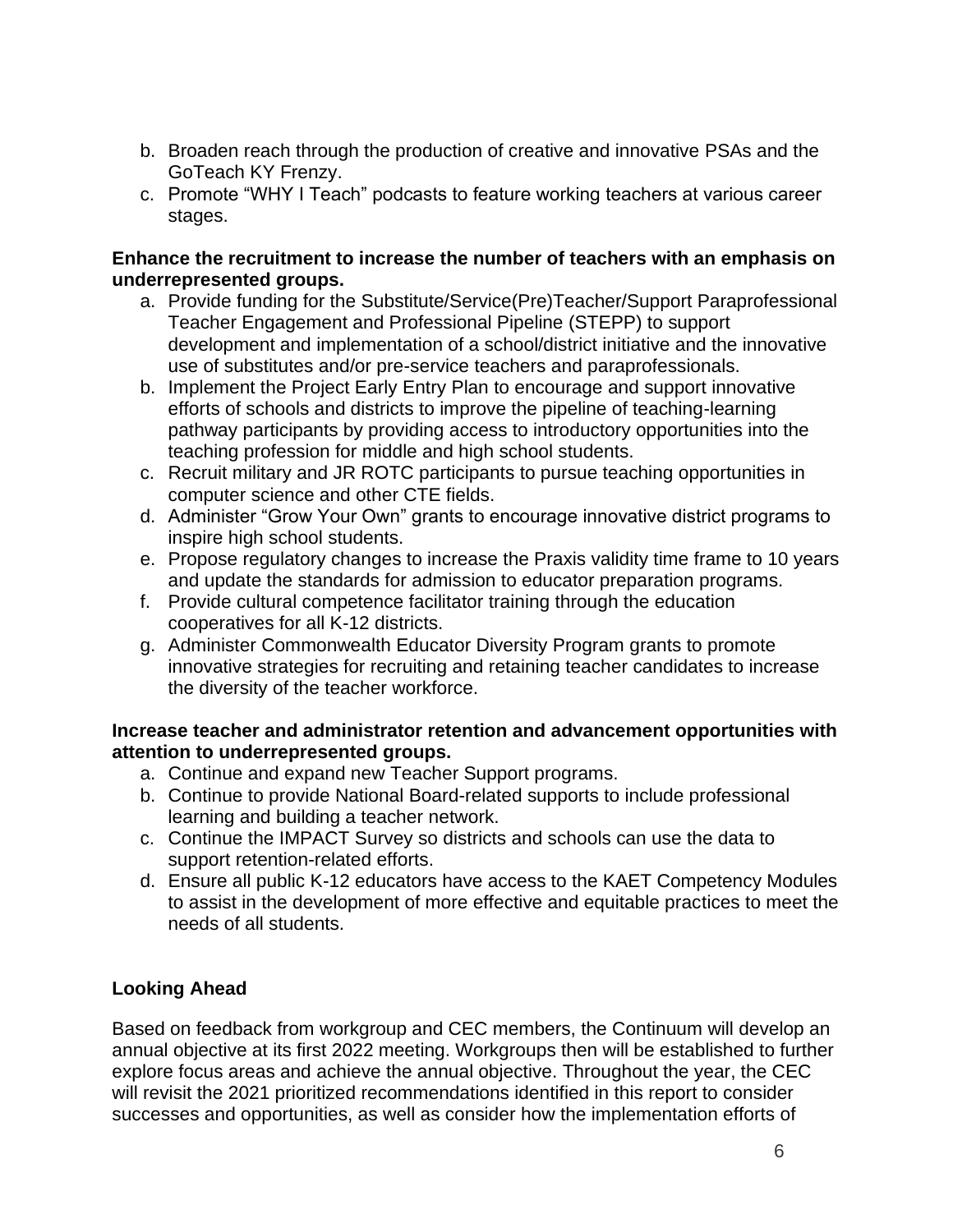b. Broaden reach through the production of creative and innovative PSAs and the GoTeach KY Frenzy.
c. Promote "WHY I Teach" podcasts to feature working teachers at various career stages.

**Enhance the recruitment to increase the number of teachers with an emphasis on underrepresented groups.**

a. Provide funding for the Substitute/Service(Pre)Teacher/Support Paraprofessional Teacher Engagement and Professional Pipeline (STEPP) to support development and implementation of a school/district initiative and the innovative use of substitutes and/or pre-service teachers and paraprofessionals.
b. Implement the Project Early Entry Plan to encourage and support innovative efforts of schools and districts to improve the pipeline of teaching-learning pathway participants by providing access to introductory opportunities into the teaching profession for middle and high school students.
c. Recruit military and JR ROTC participants to pursue teaching opportunities in computer science and other CTE fields.
d. Administer "Grow Your Own" grants to encourage innovative district programs to inspire high school students.
e. Propose regulatory changes to increase the Praxis validity time frame to 10 years and update the standards for admission to educator preparation programs.
f. Provide cultural competence facilitator training through the education cooperatives for all K-12 districts.
g. Administer Commonwealth Educator Diversity Program grants to promote innovative strategies for recruiting and retaining teacher candidates to increase the diversity of the teacher workforce.

**Increase teacher and administrator retention and advancement opportunities with attention to underrepresented groups.**

a. Continue and expand new Teacher Support programs.
b. Continue to provide National Board-related supports to include professional learning and building a teacher network.
c. Continue the IMPACT Survey so districts and schools can use the data to support retention-related efforts.
d. Ensure all public K-12 educators have access to the KAET Competency Modules to assist in the development of more effective and equitable practices to meet the needs of all students.

## Looking Ahead

Based on feedback from workgroup and CEC members, the Continuum will develop an annual objective at its first 2022 meeting. Workgroups then will be established to further explore focus areas and achieve the annual objective. Throughout the year, the CEC will revisit the 2021 prioritized recommendations identified in this report to consider successes and opportunities, as well as consider how the implementation efforts of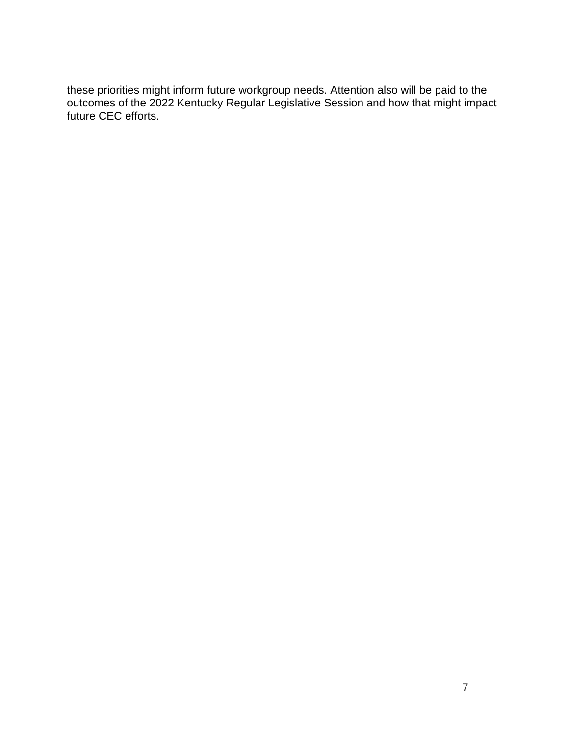these priorities might inform future workgroup needs. Attention also will be paid to the outcomes of the 2022 Kentucky Regular Legislative Session and how that might impact future CEC efforts.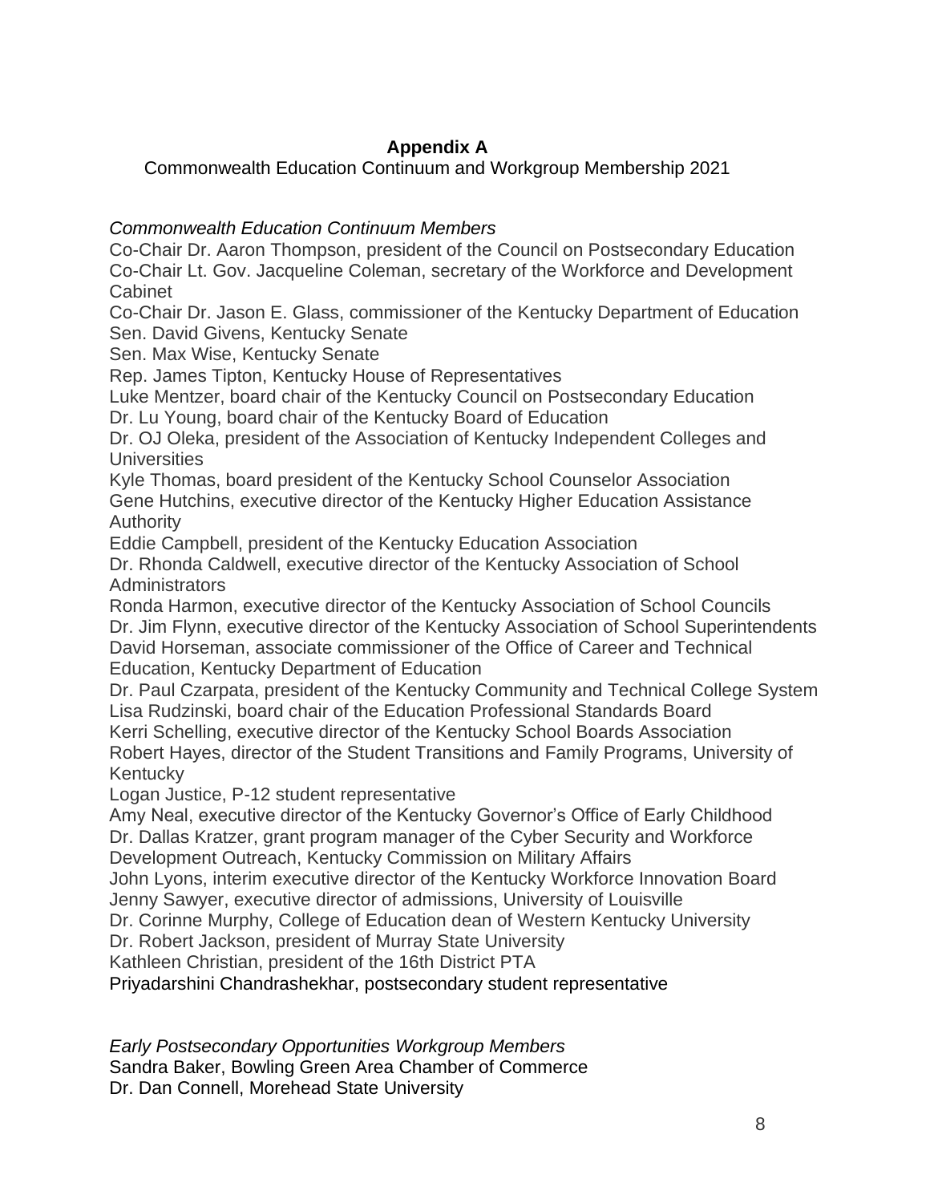**Appendix A**

Commonwealth Education Continuum and Workgroup Membership 2021

*Commonwealth Education Continuum Members*

Co-Chair Dr. Aaron Thompson, president of the Council on Postsecondary Education
Co-Chair Lt. Gov. Jacqueline Coleman, secretary of the Workforce and Development Cabinet
Co-Chair Dr. Jason E. Glass, commissioner of the Kentucky Department of Education
Sen. David Givens, Kentucky Senate
Sen. Max Wise, Kentucky Senate
Rep. James Tipton, Kentucky House of Representatives
Luke Mentzer, board chair of the Kentucky Council on Postsecondary Education
Dr. Lu Young, board chair of the Kentucky Board of Education
Dr. OJ Oleka, president of the Association of Kentucky Independent Colleges and Universities
Kyle Thomas, board president of the Kentucky School Counselor Association
Gene Hutchins, executive director of the Kentucky Higher Education Assistance Authority
Eddie Campbell, president of the Kentucky Education Association
Dr. Rhonda Caldwell, executive director of the Kentucky Association of School Administrators
Ronda Harmon, executive director of the Kentucky Association of School Councils
Dr. Jim Flynn, executive director of the Kentucky Association of School Superintendents
David Horseman, associate commissioner of the Office of Career and Technical Education, Kentucky Department of Education
Dr. Paul Czarpata, president of the Kentucky Community and Technical College System
Lisa Rudzinski, board chair of the Education Professional Standards Board
Kerri Schelling, executive director of the Kentucky School Boards Association
Robert Hayes, director of the Student Transitions and Family Programs, University of Kentucky
Logan Justice, P-12 student representative
Amy Neal, executive director of the Kentucky Governor's Office of Early Childhood
Dr. Dallas Kratzer, grant program manager of the Cyber Security and Workforce Development Outreach, Kentucky Commission on Military Affairs
John Lyons, interim executive director of the Kentucky Workforce Innovation Board
Jenny Sawyer, executive director of admissions, University of Louisville
Dr. Corinne Murphy, College of Education dean of Western Kentucky University
Dr. Robert Jackson, president of Murray State University
Kathleen Christian, president of the 16th District PTA
Priyadarshini Chandrashekhar, postsecondary student representative

*Early Postsecondary Opportunities Workgroup Members*

Sandra Baker, Bowling Green Area Chamber of Commerce
Dr. Dan Connell, Morehead State University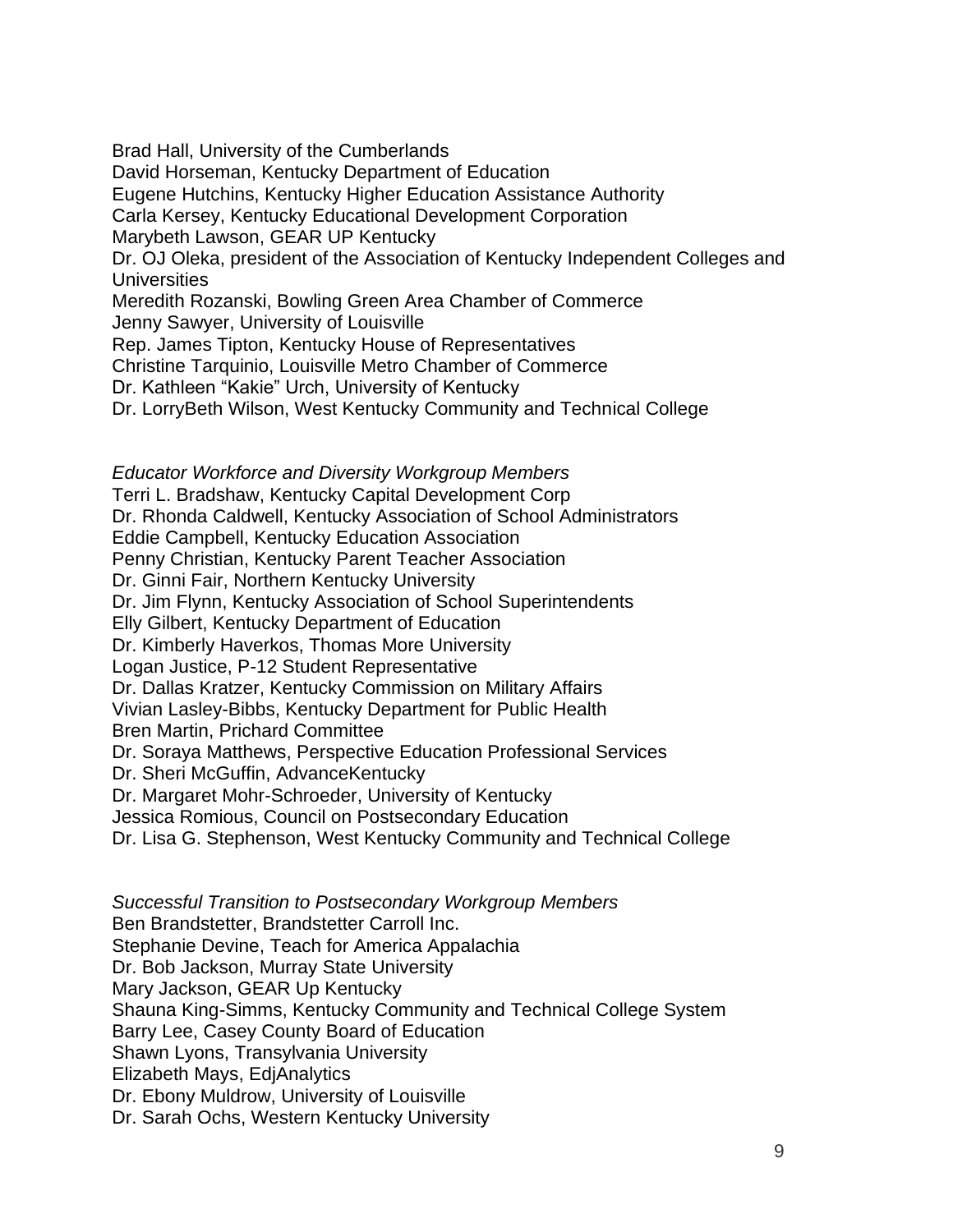Brad Hall, University of the Cumberlands
David Horseman, Kentucky Department of Education
Eugene Hutchins, Kentucky Higher Education Assistance Authority
Carla Kersey, Kentucky Educational Development Corporation
Marybeth Lawson, GEAR UP Kentucky
Dr. OJ Oleka, president of the Association of Kentucky Independent Colleges and Universities
Meredith Rozanski, Bowling Green Area Chamber of Commerce
Jenny Sawyer, University of Louisville
Rep. James Tipton, Kentucky House of Representatives
Christine Tarquinio, Louisville Metro Chamber of Commerce
Dr. Kathleen "Kakie" Urch, University of Kentucky
Dr. LorryBeth Wilson, West Kentucky Community and Technical College

*Educator Workforce and Diversity Workgroup Members*
Terri L. Bradshaw, Kentucky Capital Development Corp
Dr. Rhonda Caldwell, Kentucky Association of School Administrators
Eddie Campbell, Kentucky Education Association
Penny Christian, Kentucky Parent Teacher Association
Dr. Ginni Fair, Northern Kentucky University
Dr. Jim Flynn, Kentucky Association of School Superintendents
Elly Gilbert, Kentucky Department of Education
Dr. Kimberly Haverkos, Thomas More University
Logan Justice, P-12 Student Representative
Dr. Dallas Kratzer, Kentucky Commission on Military Affairs
Vivian Lasley-Bibbs, Kentucky Department for Public Health
Bren Martin, Prichard Committee
Dr. Soraya Matthews, Perspective Education Professional Services
Dr. Sheri McGuffin, AdvanceKentucky
Dr. Margaret Mohr-Schroeder, University of Kentucky
Jessica Romious, Council on Postsecondary Education
Dr. Lisa G. Stephenson, West Kentucky Community and Technical College

*Successful Transition to Postsecondary Workgroup Members*
Ben Brandstetter, Brandstetter Carroll Inc.
Stephanie Devine, Teach for America Appalachia
Dr. Bob Jackson, Murray State University
Mary Jackson, GEAR Up Kentucky
Shauna King-Simms, Kentucky Community and Technical College System
Barry Lee, Casey County Board of Education
Shawn Lyons, Transylvania University
Elizabeth Mays, EdjAnalytics
Dr. Ebony Muldrow, University of Louisville
Dr. Sarah Ochs, Western Kentucky University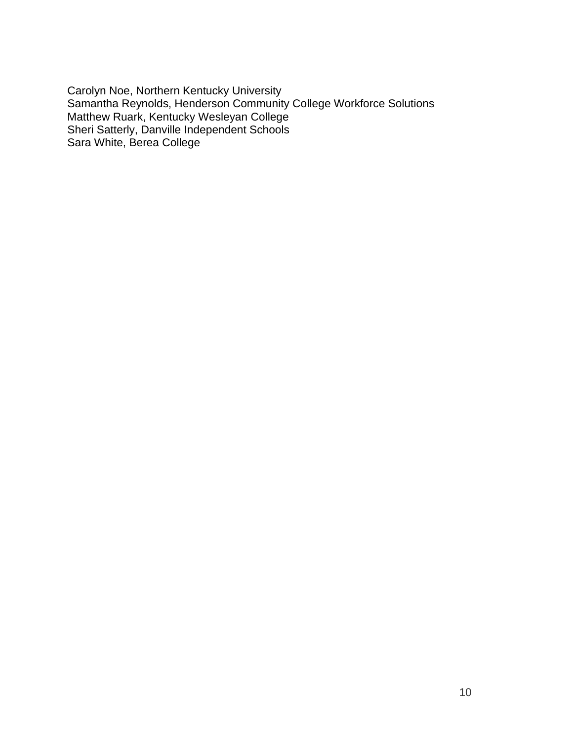Carolyn Noe, Northern Kentucky University
Samantha Reynolds, Henderson Community College Workforce Solutions
Matthew Ruark, Kentucky Wesleyan College
Sheri Satterly, Danville Independent Schools
Sara White, Berea College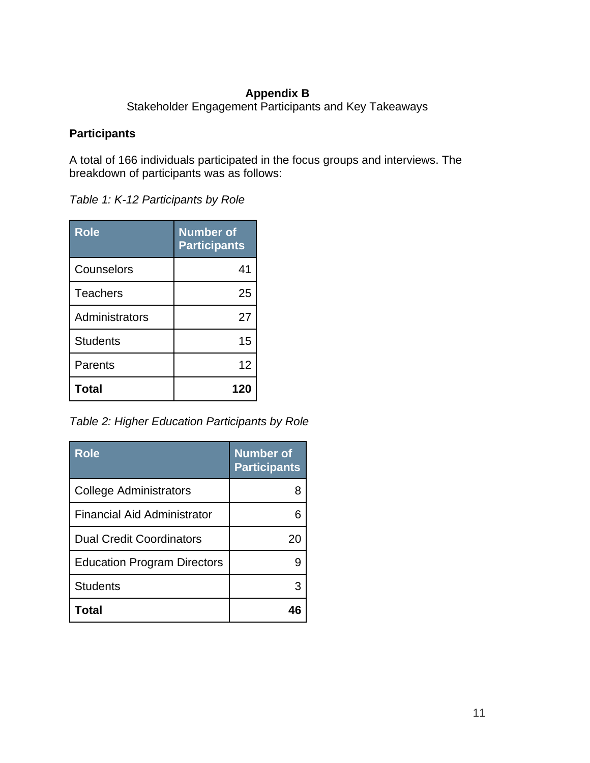# Appendix B

Stakeholder Engagement Participants and Key Takeaways

## Participants

A total of 166 individuals participated in the focus groups and interviews. The breakdown of participants was as follows:

*Table 1: K-12 Participants by Role*

| Role | Number of Participants |
|---|---:|
| Counselors | 41 |
| Teachers | 25 |
| Administrators | 27 |
| Students | 15 |
| Parents | 12 |
| **Total** | **120** |

*Table 2: Higher Education Participants by Role*

| Role | Number of Participants |
|---|---:|
| College Administrators | 8 |
| Financial Aid Administrator | 6 |
| Dual Credit Coordinators | 20 |
| Education Program Directors | 9 |
| Students | 3 |
| **Total** | **46** |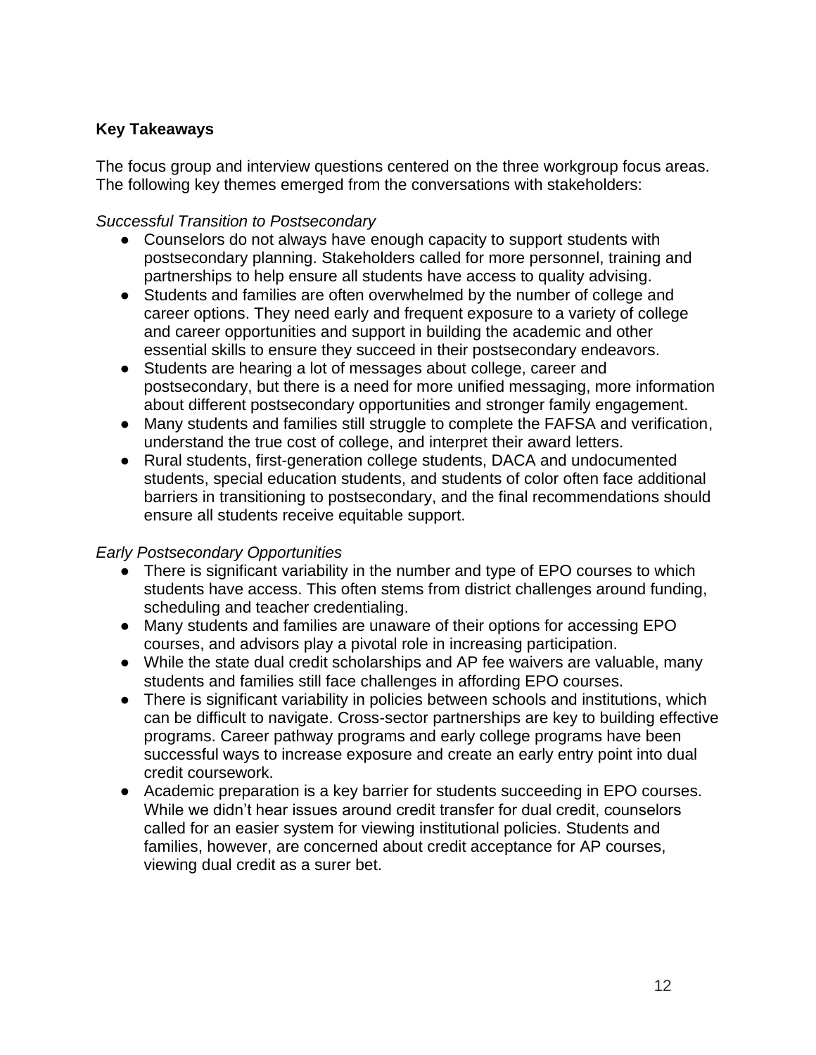**Key Takeaways**

The focus group and interview questions centered on the three workgroup focus areas. The following key themes emerged from the conversations with stakeholders:

*Successful Transition to Postsecondary*

- Counselors do not always have enough capacity to support students with postsecondary planning. Stakeholders called for more personnel, training and partnerships to help ensure all students have access to quality advising.
- Students and families are often overwhelmed by the number of college and career options. They need early and frequent exposure to a variety of college and career opportunities and support in building the academic and other essential skills to ensure they succeed in their postsecondary endeavors.
- Students are hearing a lot of messages about college, career and postsecondary, but there is a need for more unified messaging, more information about different postsecondary opportunities and stronger family engagement.
- Many students and families still struggle to complete the FAFSA and verification, understand the true cost of college, and interpret their award letters.
- Rural students, first-generation college students, DACA and undocumented students, special education students, and students of color often face additional barriers in transitioning to postsecondary, and the final recommendations should ensure all students receive equitable support.

*Early Postsecondary Opportunities*

- There is significant variability in the number and type of EPO courses to which students have access. This often stems from district challenges around funding, scheduling and teacher credentialing.
- Many students and families are unaware of their options for accessing EPO courses, and advisors play a pivotal role in increasing participation.
- While the state dual credit scholarships and AP fee waivers are valuable, many students and families still face challenges in affording EPO courses.
- There is significant variability in policies between schools and institutions, which can be difficult to navigate. Cross-sector partnerships are key to building effective programs. Career pathway programs and early college programs have been successful ways to increase exposure and create an early entry point into dual credit coursework.
- Academic preparation is a key barrier for students succeeding in EPO courses. While we didn't hear issues around credit transfer for dual credit, counselors called for an easier system for viewing institutional policies. Students and families, however, are concerned about credit acceptance for AP courses, viewing dual credit as a surer bet.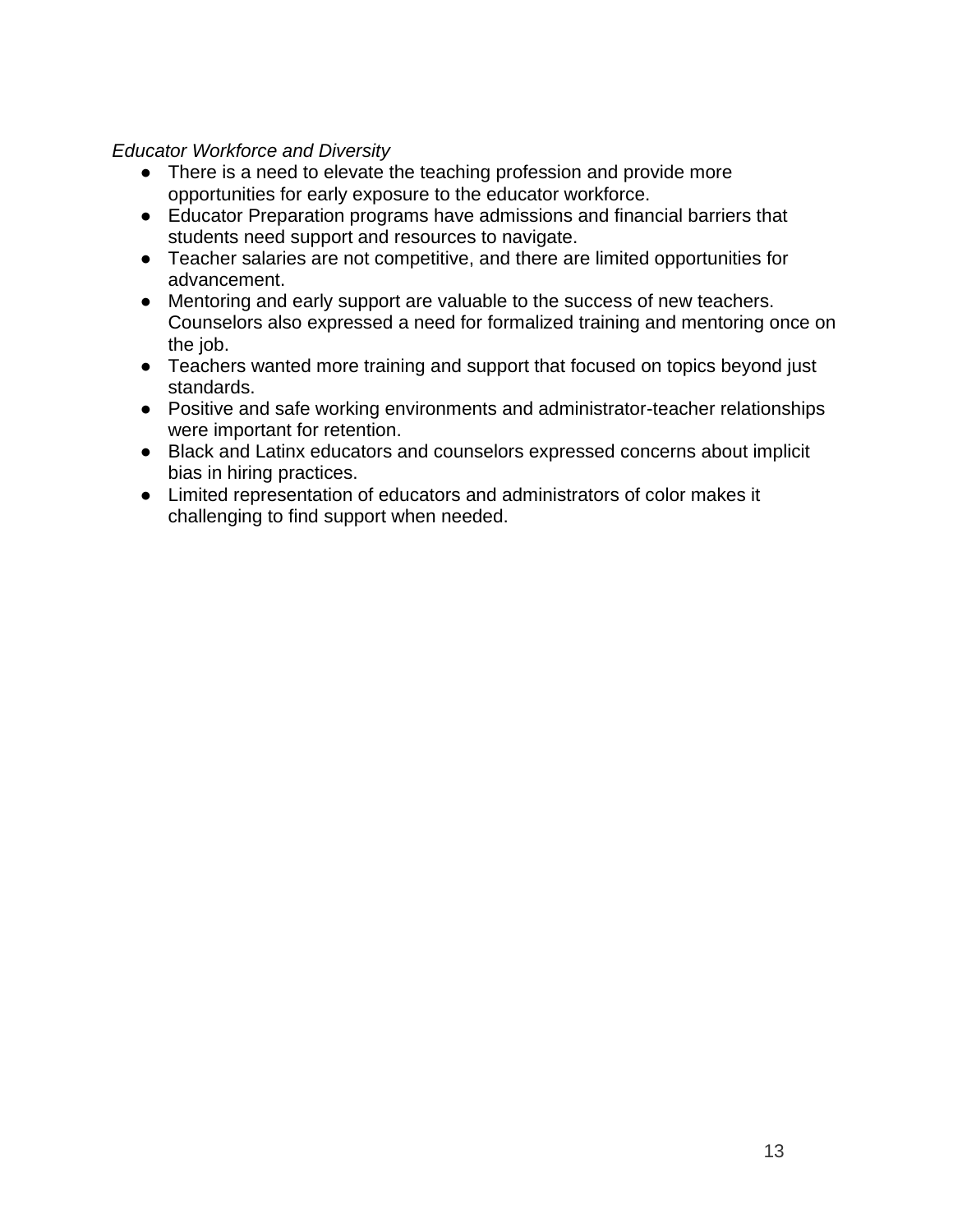*Educator Workforce and Diversity*

- There is a need to elevate the teaching profession and provide more opportunities for early exposure to the educator workforce.
- Educator Preparation programs have admissions and financial barriers that students need support and resources to navigate.
- Teacher salaries are not competitive, and there are limited opportunities for advancement.
- Mentoring and early support are valuable to the success of new teachers. Counselors also expressed a need for formalized training and mentoring once on the job.
- Teachers wanted more training and support that focused on topics beyond just standards.
- Positive and safe working environments and administrator-teacher relationships were important for retention.
- Black and Latinx educators and counselors expressed concerns about implicit bias in hiring practices.
- Limited representation of educators and administrators of color makes it challenging to find support when needed.